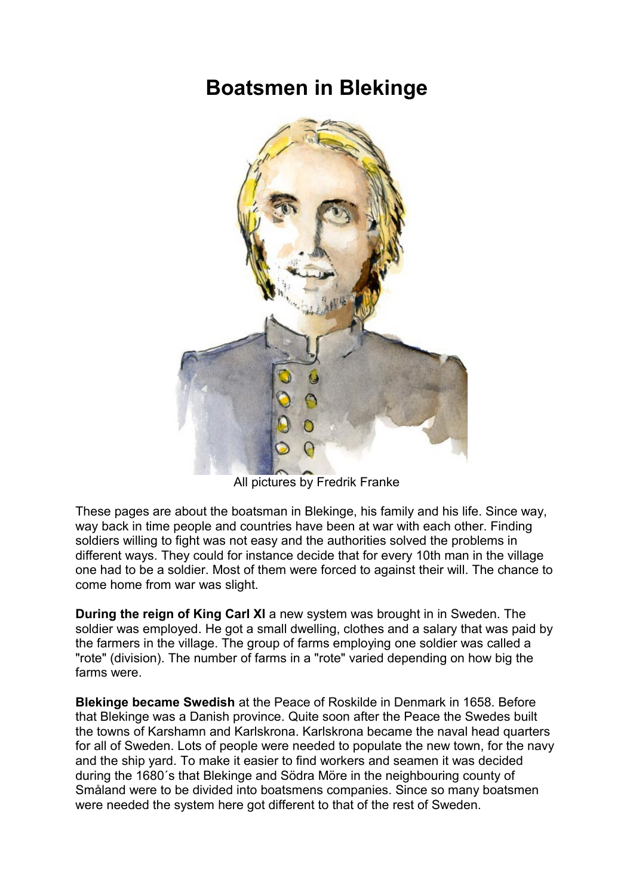# Boatsmen in Blekinge

All pictures by Fredrik Franke

These pages are about the boatsman in Blekinge, his family and his life. Since way, way back in time people and countries have been at war with each other. Finding soldiers willing to fight was not easy and the authorities solved the problems in different ways. They could for instance decide that for every 10th man in the village one had to be a soldier. Most of them were forced to against their will. The chance to come home from war was slight.

**During the reign of King Carl XI** a new system was brought in in Sweden. The soldier was employed. He got a small dwelling, clothes and a salary that was paid by the farmers in the village. The group of farms employing one soldier was called a "rote" (division). The number of farms in a "rote" varied depending on how big the farms were.

**Blekinge became Swedish** at the Peace of Roskilde in Denmark in 1658. Before that Blekinge was a Danish province. Quite soon after the Peace the Swedes built the towns of Karshamn and Karlskrona. Karlskrona became the naval head quarters for all of Sweden. Lots of people were needed to populate the new town, for the navy and the ship yard. To make it easier to find workers and seamen it was decided during the 1680´s that Blekinge and Södra Möre in the neighbouring county of Småland were to be divided into boatsmens companies. Since so many boatsmen were needed the system here got different to that of the rest of Sweden.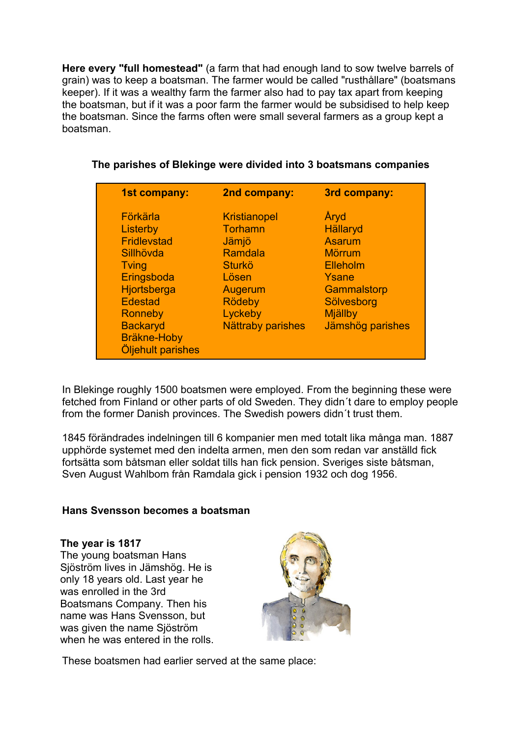**Here every "full homestead"** (a farm that had enough land to sow twelve barrels of grain) was to keep a boatsman. The farmer would be called "rusthållare" (boatsmans keeper). If it was a wealthy farm the farmer also had to pay tax apart from keeping the boatsman, but if it was a poor farm the farmer would be subsidised to help keep the boatsman. Since the farms often were small several farmers as a group kept a boatsman.

**The parishes of Blekinge were divided into 3 boatsmans companies**

| 1st company: | 2nd company: | 3rd company: |
|---|---|---|
| Förkärla | Kristianopel | Åryd |
| Listerby | Torhamn | Hällaryd |
| Fridlevstad | Jämjö | Asarum |
| Sillhövda | Ramdala | Mörrum |
| Tving | Sturkö | Elleholm |
| Eringsboda | Lösen | Ysane |
| Hjortsberga | Augerum | Gammalstorp |
| Edestad | Rödeby | Sölvesborg |
| Ronneby | Lyckeby | Mjällby |
| Backaryd | Nättraby parishes | Jämshög parishes |
| Bräkne-Hoby | | |
| Öljehult parishes | | |

In Blekinge roughly 1500 boatsmen were employed. From the beginning these were fetched from Finland or other parts of old Sweden. They didn´t dare to employ people from the former Danish provinces. The Swedish powers didn´t trust them.

1845 förändrades indelningen till 6 kompanier men med totalt lika många man. 1887 upphörde systemet med den indelta armen, men den som redan var anställd fick fortsätta som båtsman eller soldat tills han fick pension. Sveriges siste båtsman, Sven August Wahlbom från Ramdala gick i pension 1932 och dog 1956.

**Hans Svensson becomes a boatsman**

**The year is 1817**
The young boatsman Hans Sjöström lives in Jämshög. He is only 18 years old. Last year he was enrolled in the 3rd Boatsmans Company. Then his name was Hans Svensson, but was given the name Sjöström when he was entered in the rolls.

These boatsmen had earlier served at the same place: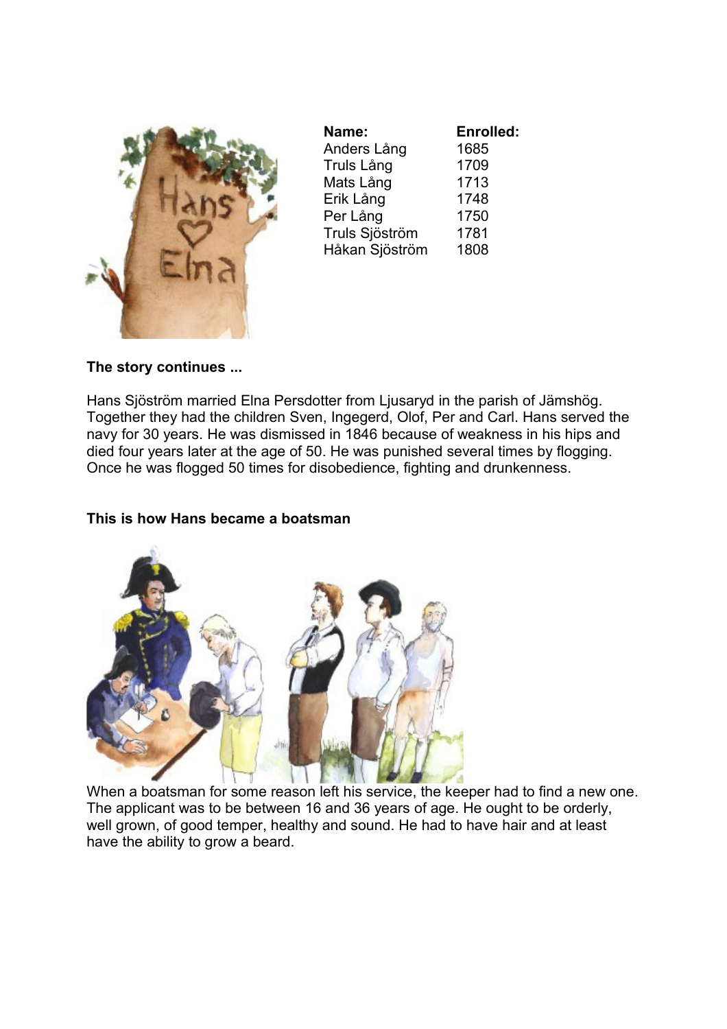| Name: | Enrolled: |
| --- | --- |
| Anders Lång | 1685 |
| Truls Lång | 1709 |
| Mats Lång | 1713 |
| Erik Lång | 1748 |
| Per Lång | 1750 |
| Truls Sjöström | 1781 |
| Håkan Sjöström | 1808 |

**The story continues ...**

Hans Sjöström married Elna Persdotter from Ljusaryd in the parish of Jämshög. Together they had the children Sven, Ingegerd, Olof, Per and Carl. Hans served the navy for 30 years. He was dismissed in 1846 because of weakness in his hips and died four years later at the age of 50. He was punished several times by flogging. Once he was flogged 50 times for disobedience, fighting and drunkenness.

**This is how Hans became a boatsman**

When a boatsman for some reason left his service, the keeper had to find a new one. The applicant was to be between 16 and 36 years of age. He ought to be orderly, well grown, of good temper, healthy and sound. He had to have hair and at least have the ability to grow a beard.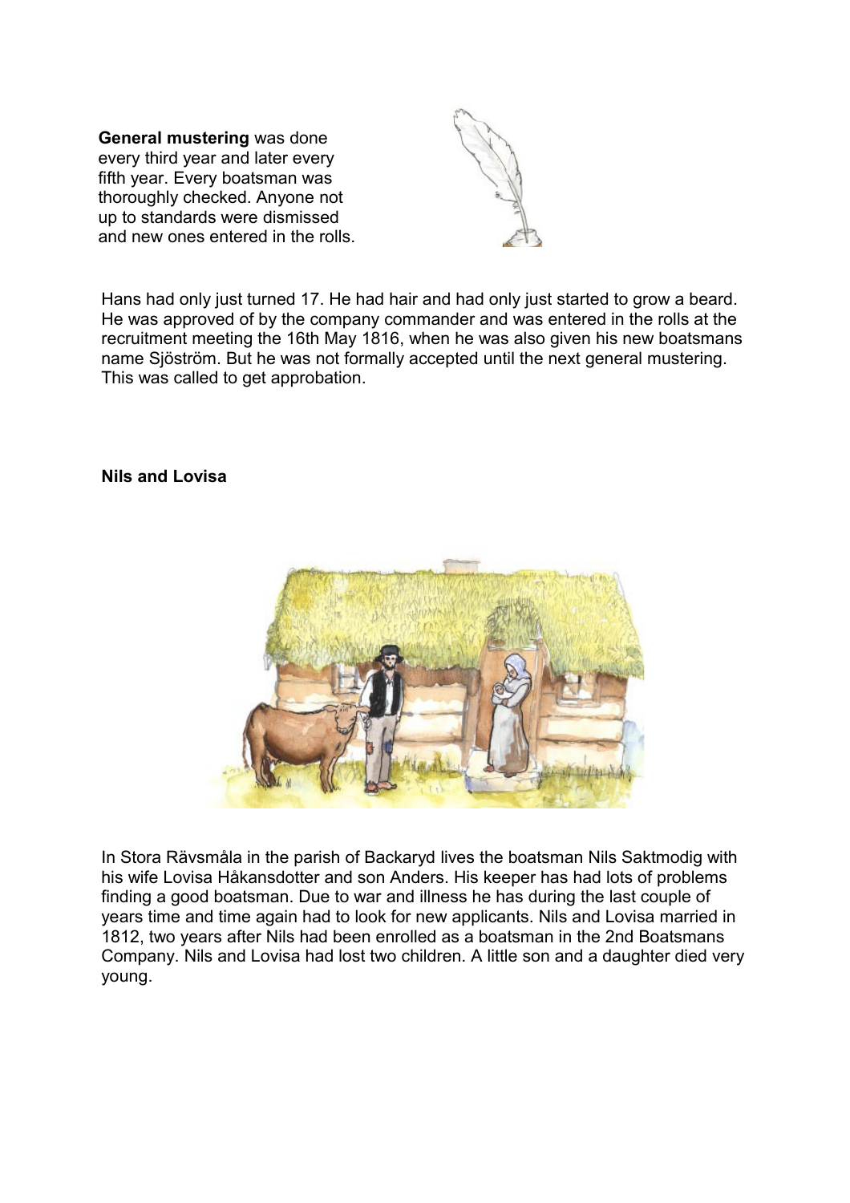**General mustering** was done every third year and later every fifth year. Every boatsman was thoroughly checked. Anyone not up to standards were dismissed and new ones entered in the rolls.

Hans had only just turned 17. He had hair and had only just started to grow a beard. He was approved of by the company commander and was entered in the rolls at the recruitment meeting the 16th May 1816, when he was also given his new boatsmans name Sjöström. But he was not formally accepted until the next general mustering. This was called to get approbation.

**Nils and Lovisa**

In Stora Rävsmåla in the parish of Backaryd lives the boatsman Nils Saktmodig with his wife Lovisa Håkansdotter and son Anders. His keeper has had lots of problems finding a good boatsman. Due to war and illness he has during the last couple of years time and time again had to look for new applicants. Nils and Lovisa married in 1812, two years after Nils had been enrolled as a boatsman in the 2nd Boatsmans Company. Nils and Lovisa had lost two children. A little son and a daughter died very young.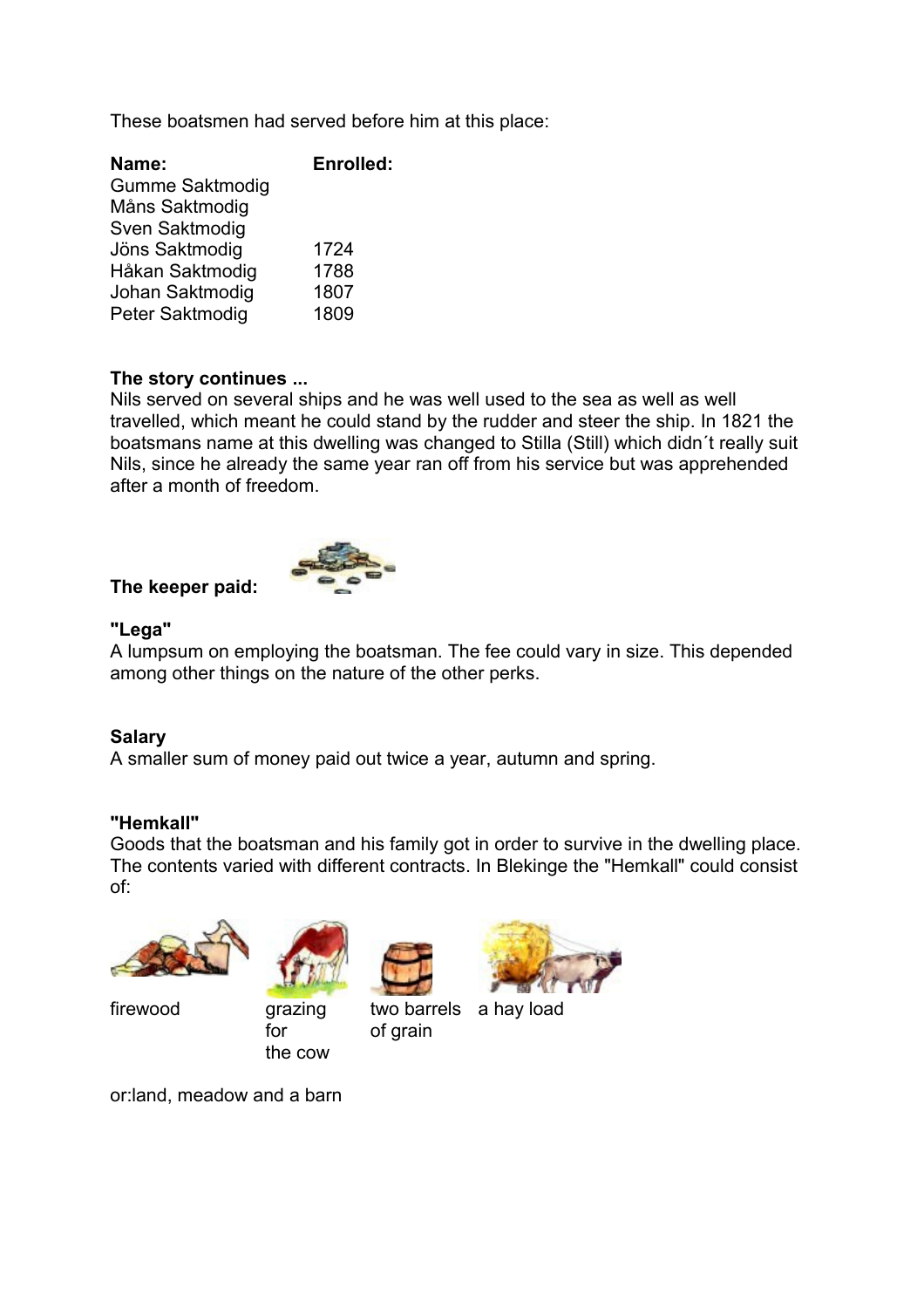These boatsmen had served before him at this place:

| Name: | Enrolled: |
|---|---|
| Gumme Saktmodig | |
| Måns Saktmodig | |
| Sven Saktmodig | |
| Jöns Saktmodig | 1724 |
| Håkan Saktmodig | 1788 |
| Johan Saktmodig | 1807 |
| Peter Saktmodig | 1809 |

**The story continues ...**
Nils served on several ships and he was well used to the sea as well as well travelled, which meant he could stand by the rudder and steer the ship. In 1821 the boatsmans name at this dwelling was changed to Stilla (Still) which didn´t really suit Nils, since he already the same year ran off from his service but was apprehended after a month of freedom.

**The keeper paid:**

**"Lega"**
A lumpsum on employing the boatsman. The fee could vary in size. This depended among other things on the nature of the other perks.

**Salary**
A smaller sum of money paid out twice a year, autumn and spring.

**"Hemkall"**
Goods that the boatsman and his family got in order to survive in the dwelling place. The contents varied with different contracts. In Blekinge the "Hemkall" could consist of:

firewood

grazing for the cow

two barrels of grain

a hay load

or:land, meadow and a barn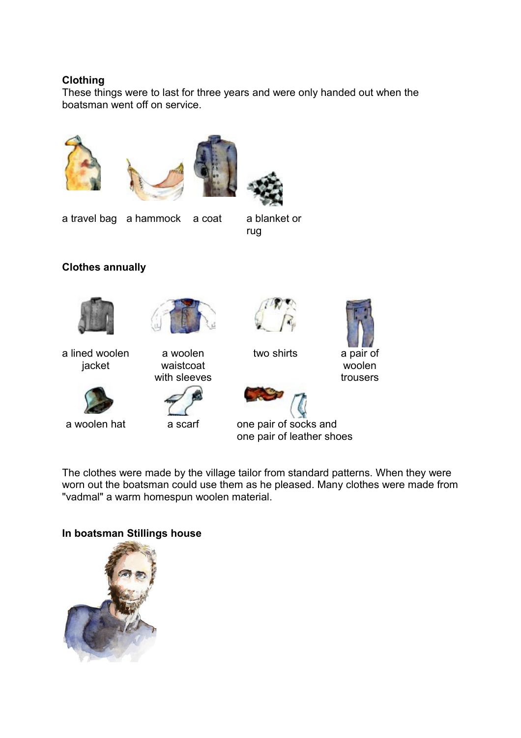## Clothing

These things were to last for three years and were only handed out when the boatsman went off on service.

a travel bag

a hammock

a coat

a blanket or rug

## Clothes annually

a lined woolen jacket

a woolen waistcoat with sleeves

two shirts

a pair of woolen trousers

a woolen hat

a scarf

one pair of socks and one pair of leather shoes

The clothes were made by the village tailor from standard patterns. When they were worn out the boatsman could use them as he pleased. Many clothes were made from "vadmal" a warm homespun woolen material.

## In boatsman Stillings house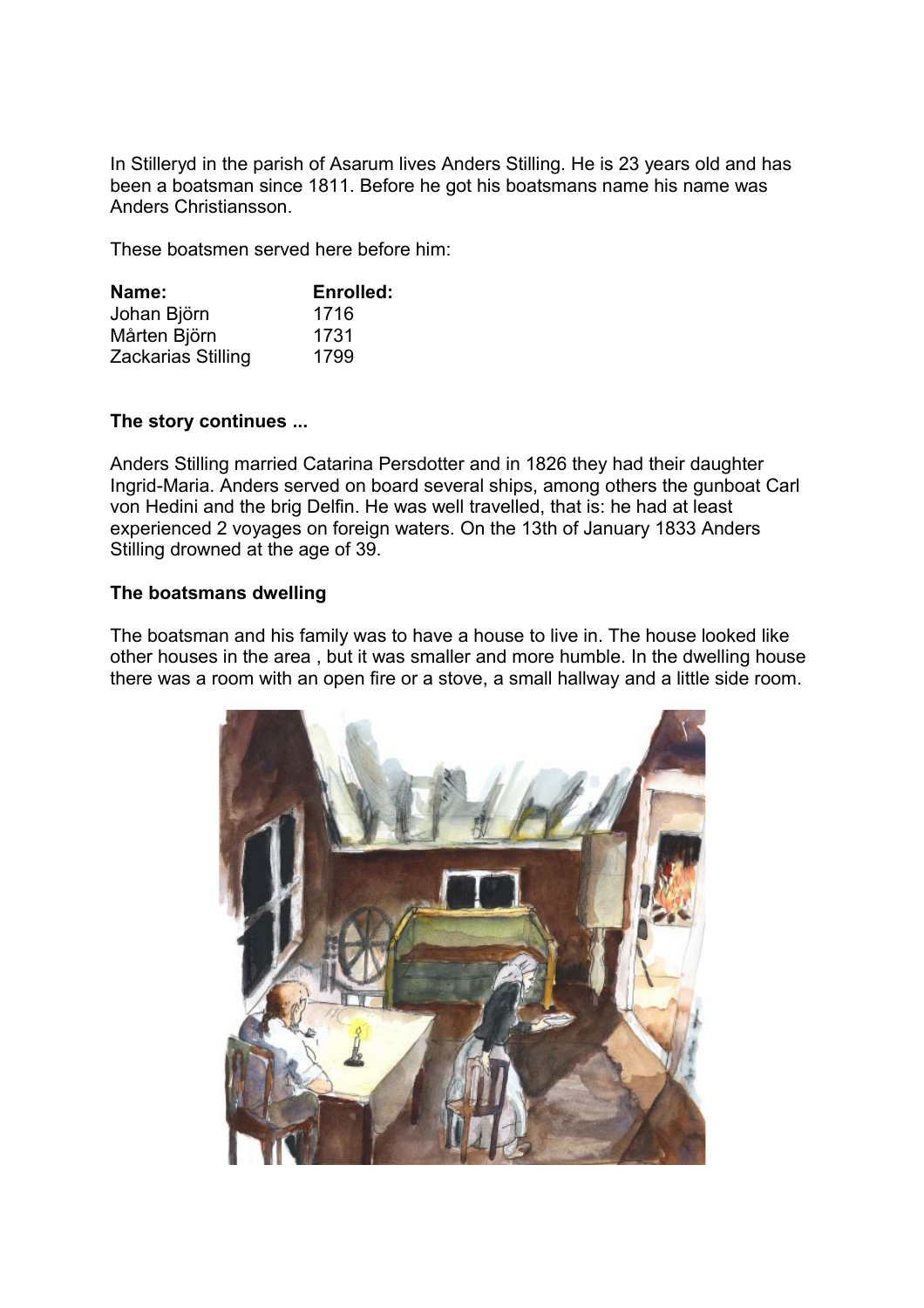In Stilleryd in the parish of Asarum lives Anders Stilling. He is 23 years old and has been a boatsman since 1811. Before he got his boatsmans name his name was Anders Christiansson.

These boatsmen served here before him:

| **Name:** | **Enrolled:** |
| --- | --- |
| Johan Björn | 1716 |
| Mårten Björn | 1731 |
| Zackarias Stilling | 1799 |

**The story continues ...**

Anders Stilling married Catarina Persdotter and in 1826 they had their daughter Ingrid-Maria. Anders served on board several ships, among others the gunboat Carl von Hedini and the brig Delfin. He was well travelled, that is: he had at least experienced 2 voyages on foreign waters. On the 13th of January 1833 Anders Stilling drowned at the age of 39.

**The boatsmans dwelling**

The boatsman and his family was to have a house to live in. The house looked like other houses in the area , but it was smaller and more humble. In the dwelling house there was a room with an open fire or a stove, a small hallway and a little side room.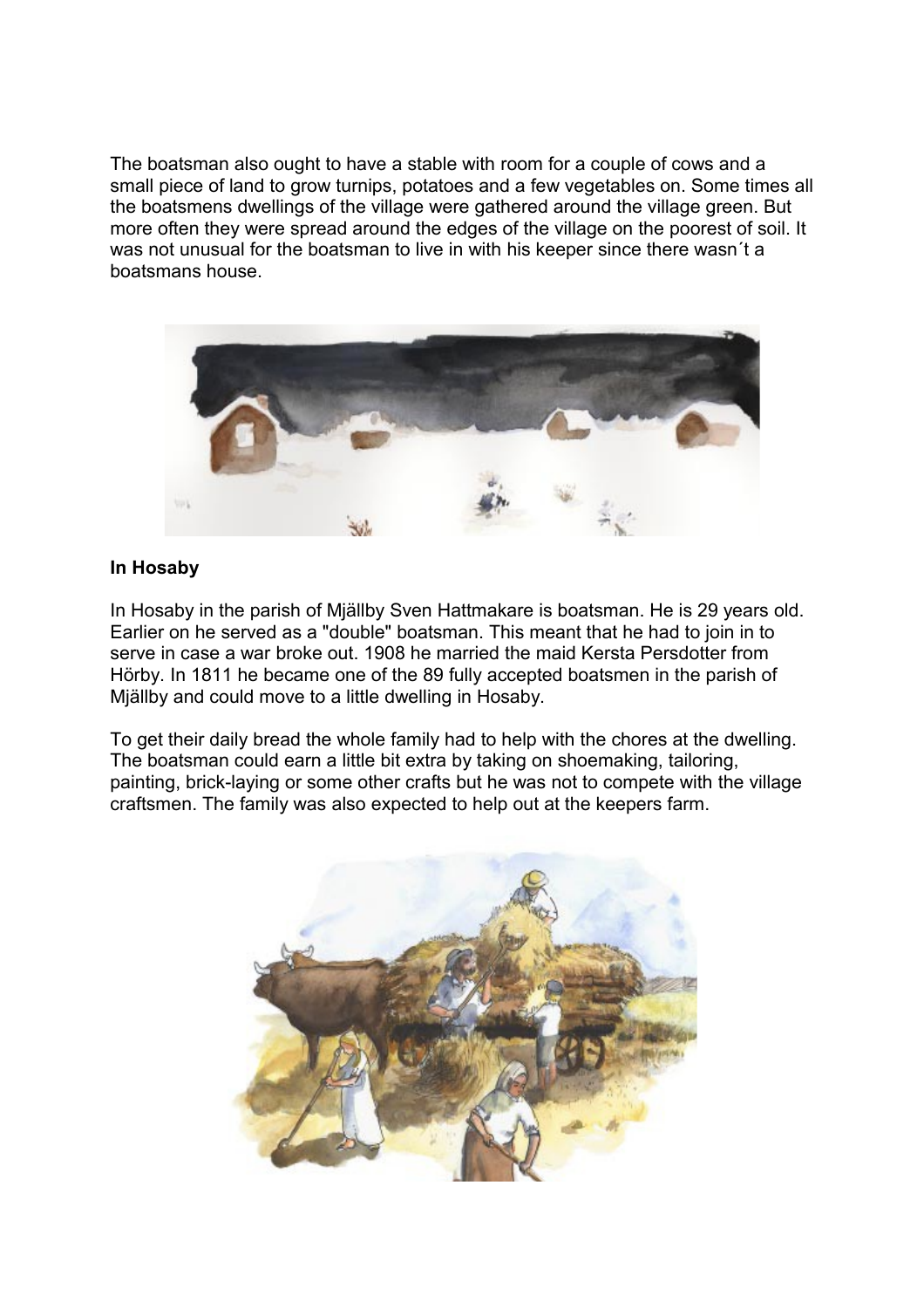The boatsman also ought to have a stable with room for a couple of cows and a small piece of land to grow turnips, potatoes and a few vegetables on. Some times all the boatsmens dwellings of the village were gathered around the village green. But more often they were spread around the edges of the village on the poorest of soil. It was not unusual for the boatsman to live in with his keeper since there wasn´t a boatsmans house.

**In Hosaby**

In Hosaby in the parish of Mjällby Sven Hattmakare is boatsman. He is 29 years old. Earlier on he served as a "double" boatsman. This meant that he had to join in to serve in case a war broke out. 1908 he married the maid Kersta Persdotter from Hörby. In 1811 he became one of the 89 fully accepted boatsmen in the parish of Mjällby and could move to a little dwelling in Hosaby.

To get their daily bread the whole family had to help with the chores at the dwelling. The boatsman could earn a little bit extra by taking on shoemaking, tailoring, painting, brick-laying or some other crafts but he was not to compete with the village craftsmen. The family was also expected to help out at the keepers farm.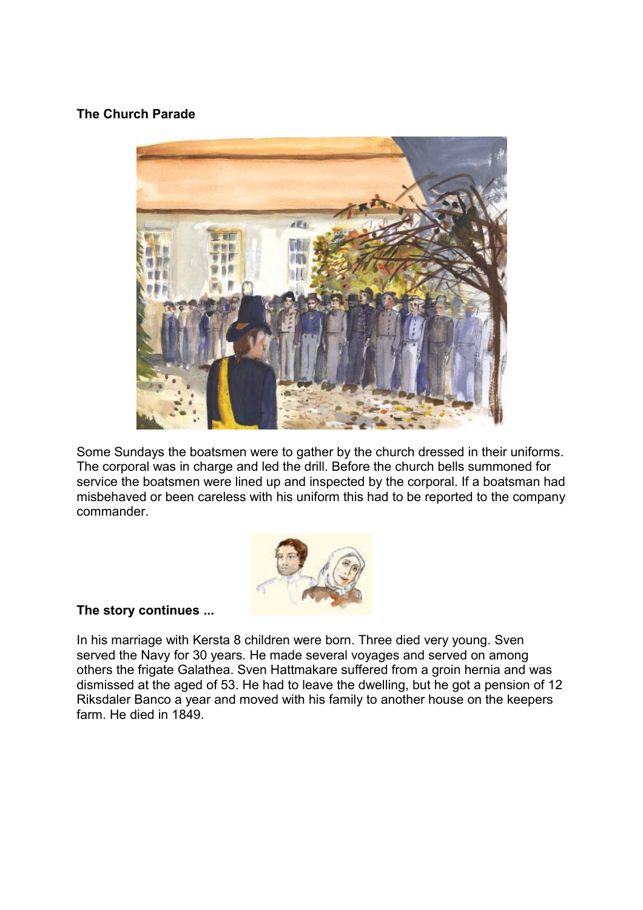**The Church Parade**

Some Sundays the boatsmen were to gather by the church dressed in their uniforms. The corporal was in charge and led the drill. Before the church bells summoned for service the boatsmen were lined up and inspected by the corporal. If a boatsman had misbehaved or been careless with his uniform this had to be reported to the company commander.

**The story continues ...**

In his marriage with Kersta 8 children were born. Three died very young. Sven served the Navy for 30 years. He made several voyages and served on among others the frigate Galathea. Sven Hattmakare suffered from a groin hernia and was dismissed at the aged of 53. He had to leave the dwelling, but he got a pension of 12 Riksdaler Banco a year and moved with his family to another house on the keepers farm. He died in 1849.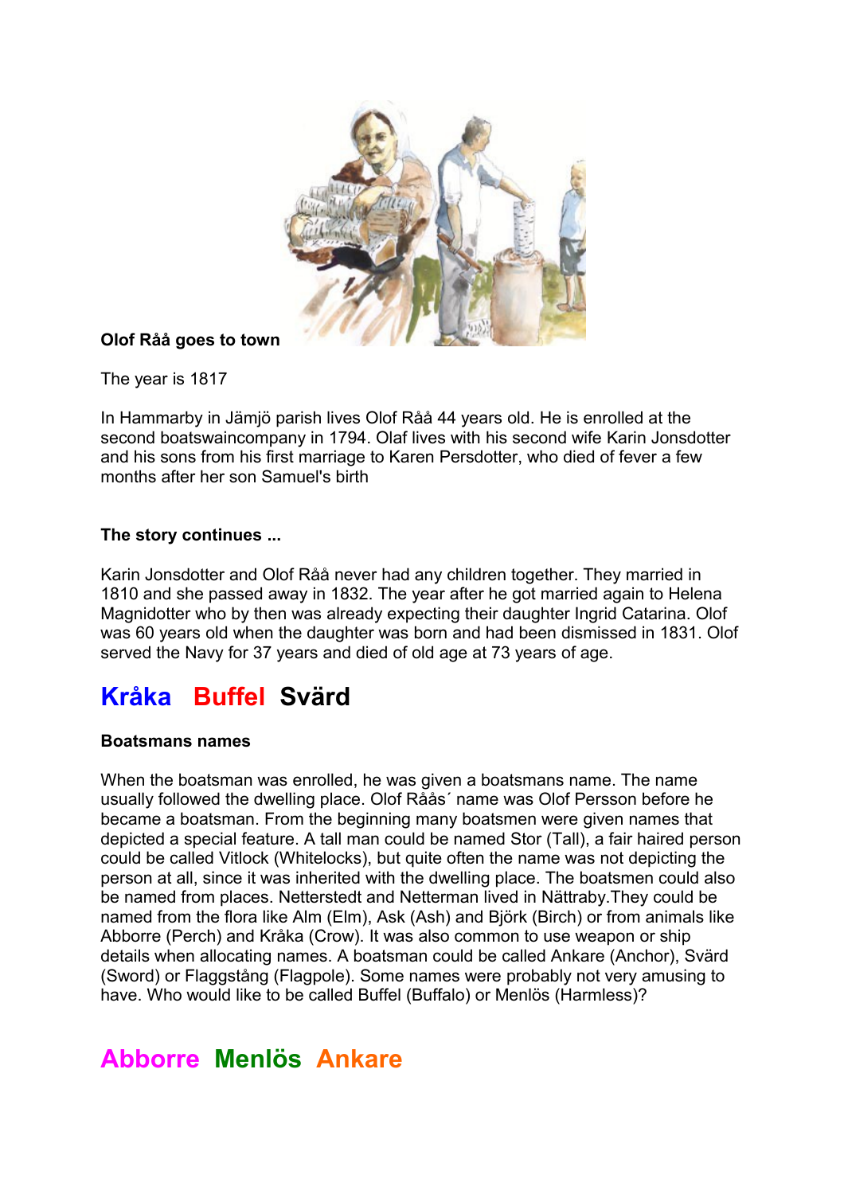**Olof Råå goes to town**

The year is 1817

In Hammarby in Jämjö parish lives Olof Råå 44 years old. He is enrolled at the second boatswaincompany in 1794. Olaf lives with his second wife Karin Jonsdotter and his sons from his first marriage to Karen Persdotter, who died of fever a few months after her son Samuel's birth

**The story continues ...**

Karin Jonsdotter and Olof Råå never had any children together. They married in 1810 and she passed away in 1832. The year after he got married again to Helena Magnidotter who by then was already expecting their daughter Ingrid Catarina. Olof was 60 years old when the daughter was born and had been dismissed in 1831. Olof served the Navy for 37 years and died of old age at 73 years of age.

## Kråka Buffel Svärd

**Boatsmans names**

When the boatsman was enrolled, he was given a boatsmans name. The name usually followed the dwelling place. Olof Råås´ name was Olof Persson before he became a boatsman. From the beginning many boatsmen were given names that depicted a special feature. A tall man could be named Stor (Tall), a fair haired person could be called Vitlock (Whitelocks), but quite often the name was not depicting the person at all, since it was inherited with the dwelling place. The boatsmen could also be named from places. Netterstedt and Netterman lived in Nättraby.They could be named from the flora like Alm (Elm), Ask (Ash) and Björk (Birch) or from animals like Abborre (Perch) and Kråka (Crow). It was also common to use weapon or ship details when allocating names. A boatsman could be called Ankare (Anchor), Svärd (Sword) or Flaggstång (Flagpole). Some names were probably not very amusing to have. Who would like to be called Buffel (Buffalo) or Menlös (Harmless)?

## Abborre Menlös Ankare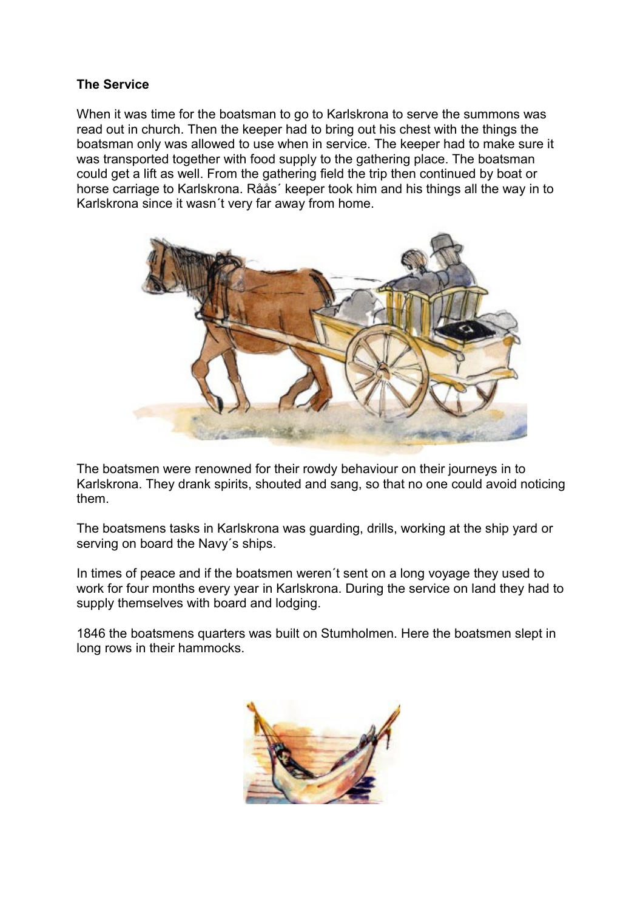**The Service**

When it was time for the boatsman to go to Karlskrona to serve the summons was read out in church. Then the keeper had to bring out his chest with the things the boatsman only was allowed to use when in service. The keeper had to make sure it was transported together with food supply to the gathering place. The boatsman could get a lift as well. From the gathering field the trip then continued by boat or horse carriage to Karlskrona. Råås´ keeper took him and his things all the way in to Karlskrona since it wasn´t very far away from home.

The boatsmen were renowned for their rowdy behaviour on their journeys in to Karlskrona. They drank spirits, shouted and sang, so that no one could avoid noticing them.

The boatsmens tasks in Karlskrona was guarding, drills, working at the ship yard or serving on board the Navy´s ships.

In times of peace and if the boatsmen weren´t sent on a long voyage they used to work for four months every year in Karlskrona. During the service on land they had to supply themselves with board and lodging.

1846 the boatsmens quarters was built on Stumholmen. Here the boatsmen slept in long rows in their hammocks.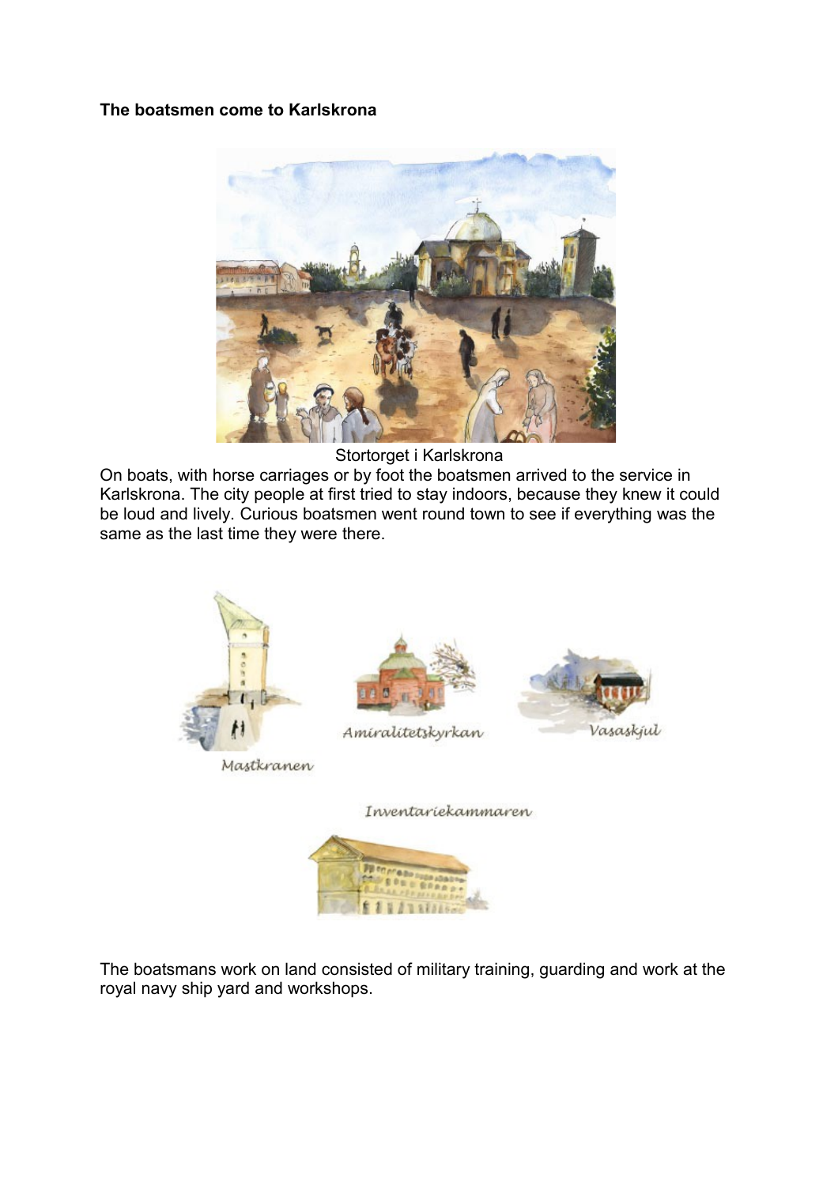**The boatsmen come to Karlskrona**

Stortorget i Karlskrona

On boats, with horse carriages or by foot the boatsmen arrived to the service in Karlskrona. The city people at first tried to stay indoors, because they knew it could be loud and lively. Curious boatsmen went round town to see if everything was the same as the last time they were there.

Mastkranen

Amiralitetskyrkan

Vasaskjul

Inventariekammaren

The boatsmans work on land consisted of military training, guarding and work at the royal navy ship yard and workshops.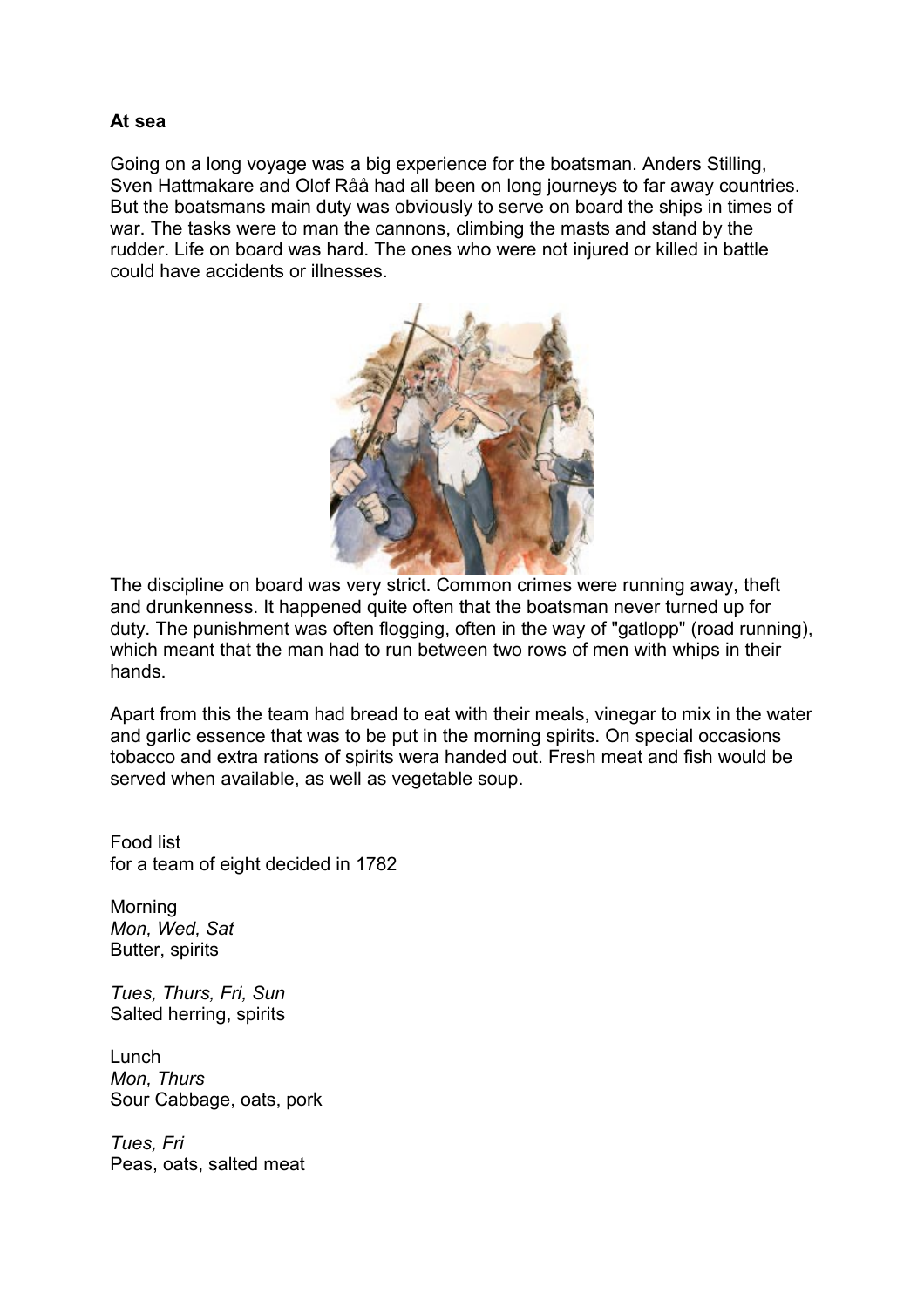**At sea**

Going on a long voyage was a big experience for the boatsman. Anders Stilling, Sven Hattmakare and Olof Råå had all been on long journeys to far away countries. But the boatsmans main duty was obviously to serve on board the ships in times of war. The tasks were to man the cannons, climbing the masts and stand by the rudder. Life on board was hard. The ones who were not injured or killed in battle could have accidents or illnesses.

The discipline on board was very strict. Common crimes were running away, theft and drunkenness. It happened quite often that the boatsman never turned up for duty. The punishment was often flogging, often in the way of "gatlopp" (road running), which meant that the man had to run between two rows of men with whips in their hands.

Apart from this the team had bread to eat with their meals, vinegar to mix in the water and garlic essence that was to be put in the morning spirits. On special occasions tobacco and extra rations of spirits wera handed out. Fresh meat and fish would be served when available, as well as vegetable soup.

Food list
for a team of eight decided in 1782

Morning
*Mon, Wed, Sat*
Butter, spirits

*Tues, Thurs, Fri, Sun*
Salted herring, spirits

Lunch
*Mon, Thurs*
Sour Cabbage, oats, pork

*Tues, Fri*
Peas, oats, salted meat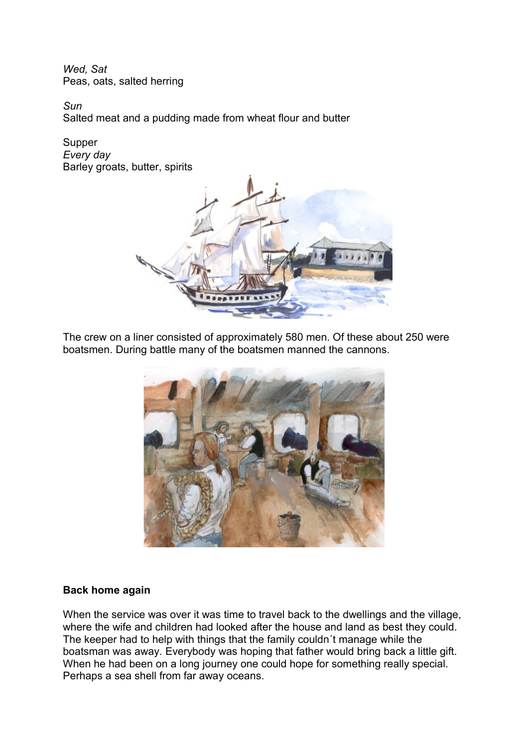*Wed, Sat*
Peas, oats, salted herring

*Sun*
Salted meat and a pudding made from wheat flour and butter

Supper
*Every day*
Barley groats, butter, spirits

The crew on a liner consisted of approximately 580 men. Of these about 250 were boatsmen. During battle many of the boatsmen manned the cannons.

**Back home again**

When the service was over it was time to travel back to the dwellings and the village, where the wife and children had looked after the house and land as best they could. The keeper had to help with things that the family couldn´t manage while the boatsman was away. Everybody was hoping that father would bring back a little gift. When he had been on a long journey one could hope for something really special. Perhaps a sea shell from far away oceans.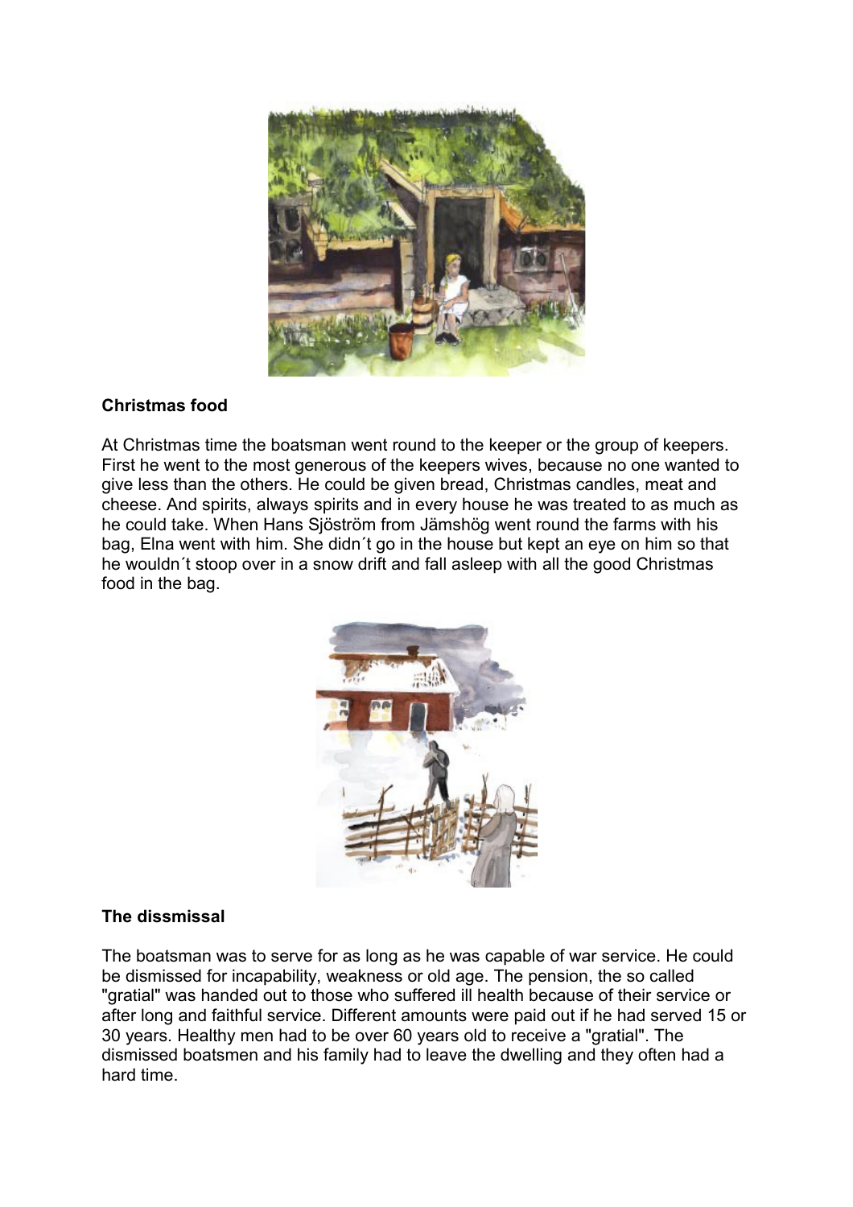**Christmas food**

At Christmas time the boatsman went round to the keeper or the group of keepers. First he went to the most generous of the keepers wives, because no one wanted to give less than the others. He could be given bread, Christmas candles, meat and cheese. And spirits, always spirits and in every house he was treated to as much as he could take. When Hans Sjöström from Jämshög went round the farms with his bag, Elna went with him. She didn´t go in the house but kept an eye on him so that he wouldn´t stoop over in a snow drift and fall asleep with all the good Christmas food in the bag.

**The dissmissal**

The boatsman was to serve for as long as he was capable of war service. He could be dismissed for incapability, weakness or old age. The pension, the so called "gratial" was handed out to those who suffered ill health because of their service or after long and faithful service. Different amounts were paid out if he had served 15 or 30 years. Healthy men had to be over 60 years old to receive a "gratial". The dismissed boatsmen and his family had to leave the dwelling and they often had a hard time.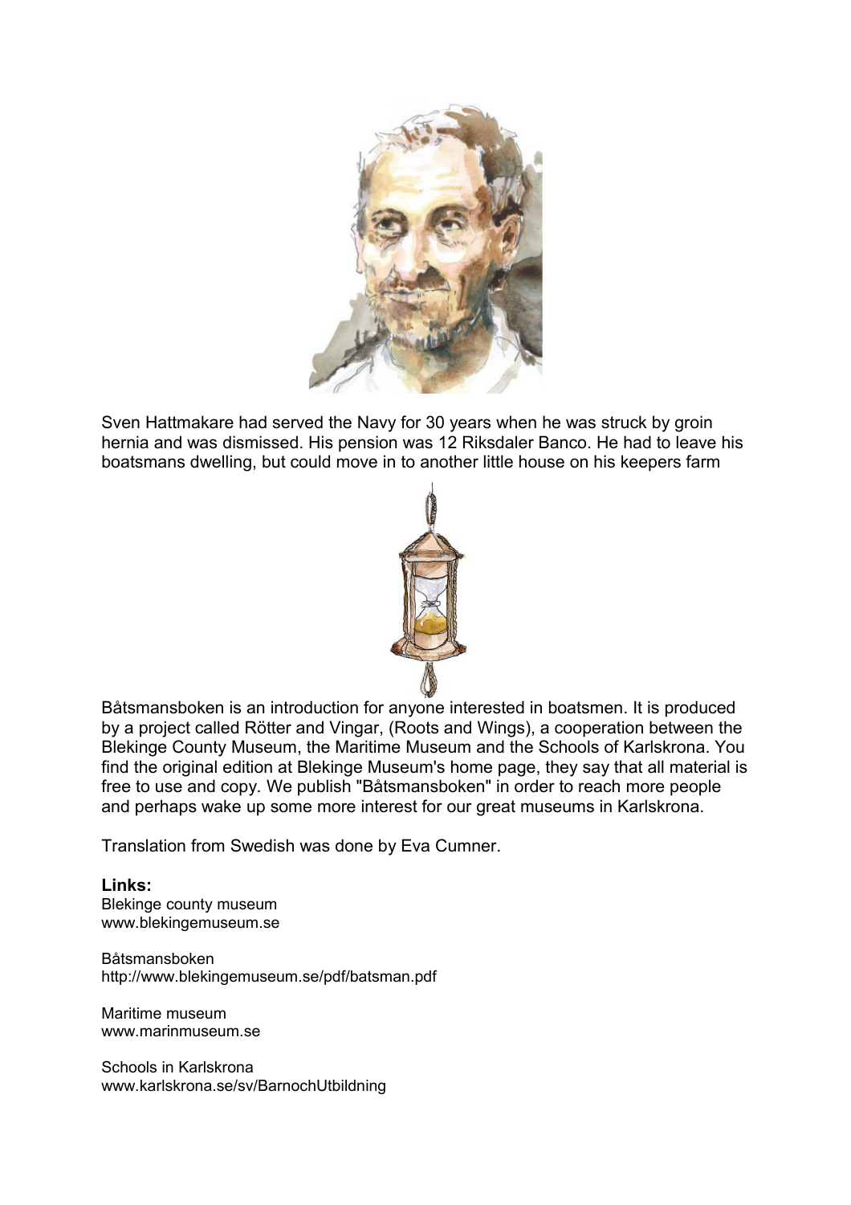Sven Hattmakare had served the Navy for 30 years when he was struck by groin hernia and was dismissed. His pension was 12 Riksdaler Banco. He had to leave his boatsmans dwelling, but could move in to another little house on his keepers farm

Båtsmansboken is an introduction for anyone interested in boatsmen. It is produced by a project called Rötter and Vingar, (Roots and Wings), a cooperation between the Blekinge County Museum, the Maritime Museum and the Schools of Karlskrona. You find the original edition at Blekinge Museum's home page, they say that all material is free to use and copy. We publish "Båtsmansboken" in order to reach more people and perhaps wake up some more interest for our great museums in Karlskrona.

Translation from Swedish was done by Eva Cumner.

**Links:**

Blekinge county museum
www.blekingemuseum.se

Båtsmansboken
http://www.blekingemuseum.se/pdf/batsman.pdf

Maritime museum
www.marinmuseum.se

Schools in Karlskrona
www.karlskrona.se/sv/BarnochUtbildning